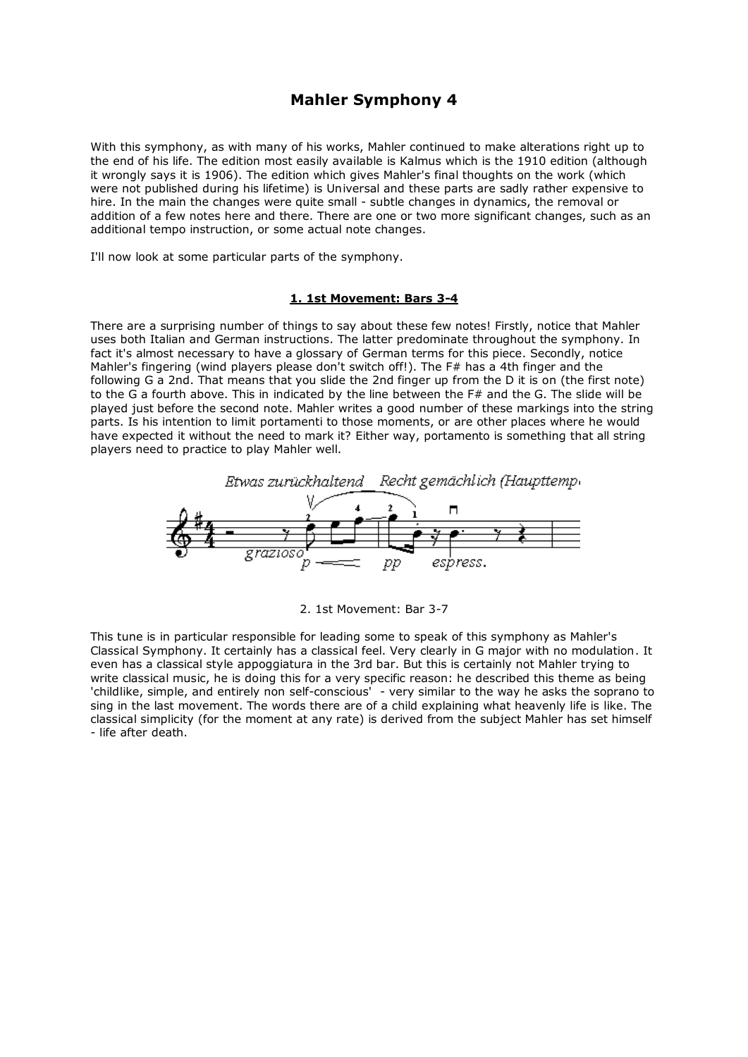# Mahler Symphony 4

With this symphony, as with many of his works, Mahler continued to make alterations right up to the end of his life. The edition most easily available is Kalmus which is the 1910 edition (although it wrongly says it is 1906). The edition which gives Mahler's final thoughts on the work (which were not published during his lifetime) is Universal and these parts are sadly rather expensive to hire. In the main the changes were quite small - subtle changes in dynamics, the removal or addition of a few notes here and there. There are one or two more significant changes, such as an additional tempo instruction, or some actual note changes.

I'll now look at some particular parts of the symphony.

## 1. 1st Movement: Bars 3-4

There are a surprising number of things to say about these few notes! Firstly, notice that Mahler uses both Italian and German instructions. The latter predominate throughout the symphony. In fact it's almost necessary to have a glossary of German terms for this piece. Secondly, notice Mahler's fingering (wind players please don't switch off!). The F# has a 4th finger and the following G a 2nd. That means that you slide the 2nd finger up from the D it is on (the first note) to the G a fourth above. This in indicated by the line between the F# and the G. The slide will be played just before the second note. Mahler writes a good number of these markings into the string parts. Is his intention to limit portamenti to those moments, or are other places where he would have expected it without the need to mark it? Either way, portamento is something that all string players need to practice to play Mahler well.

*Etwas zurückhaltend* *Recht gemächlich (Haupttemp*

*grazioso* *p* *pp* *espress.*

2. 1st Movement: Bar 3-7

This tune is in particular responsible for leading some to speak of this symphony as Mahler's Classical Symphony. It certainly has a classical feel. Very clearly in G major with no modulation. It even has a classical style appoggiatura in the 3rd bar. But this is certainly not Mahler trying to write classical music, he is doing this for a very specific reason: he described this theme as being 'childlike, simple, and entirely non self-conscious' - very similar to the way he asks the soprano to sing in the last movement. The words there are of a child explaining what heavenly life is like. The classical simplicity (for the moment at any rate) is derived from the subject Mahler has set himself - life after death.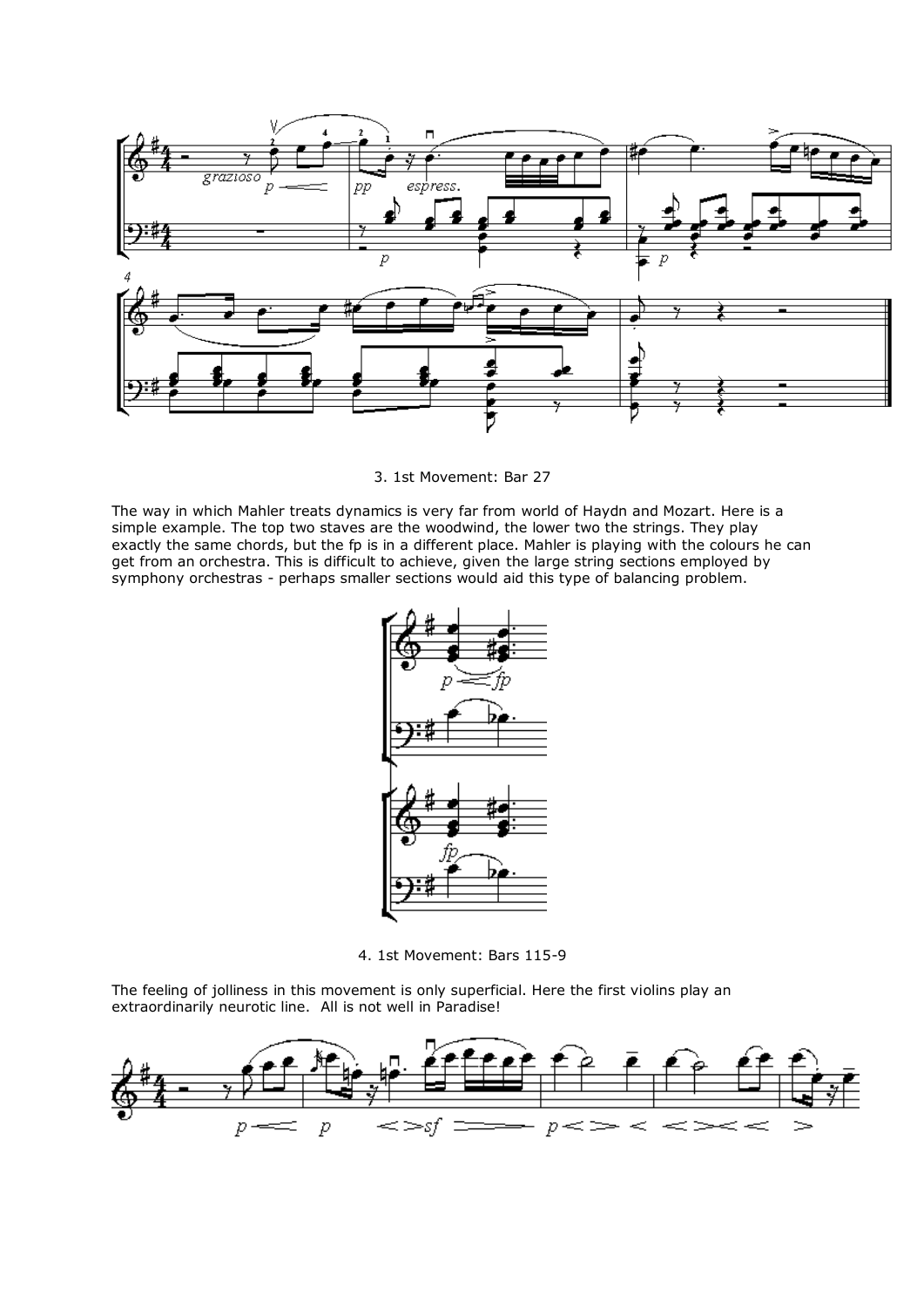3. 1st Movement: Bar 27

The way in which Mahler treats dynamics is very far from world of Haydn and Mozart. Here is a simple example. The top two staves are the woodwind, the lower two the strings. They play exactly the same chords, but the fp is in a different place. Mahler is playing with the colours he can get from an orchestra. This is difficult to achieve, given the large string sections employed by symphony orchestras - perhaps smaller sections would aid this type of balancing problem.

4. 1st Movement: Bars 115-9

The feeling of jolliness in this movement is only superficial. Here the first violins play an extraordinarily neurotic line. All is not well in Paradise!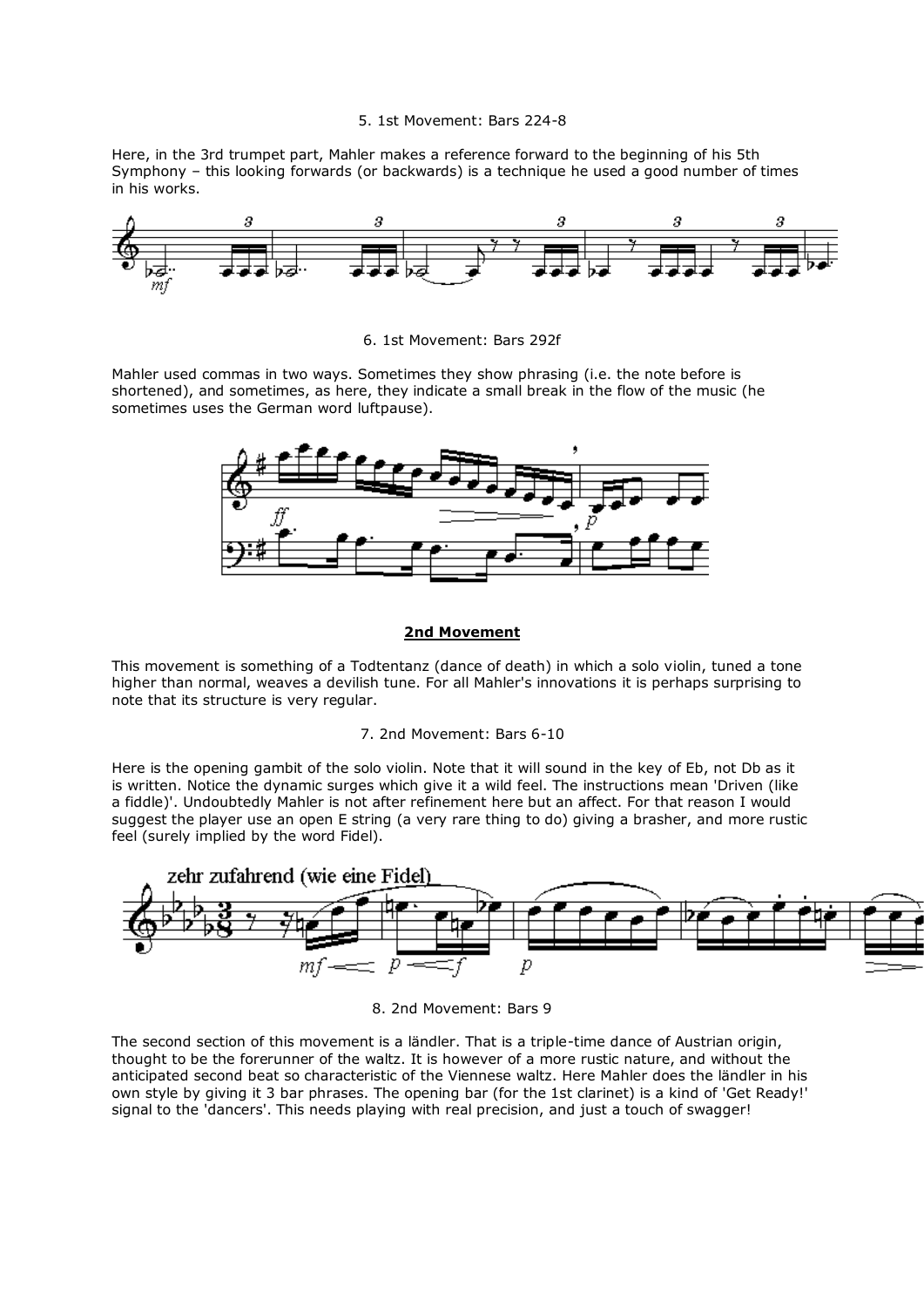5. 1st Movement: Bars 224-8

Here, in the 3rd trumpet part, Mahler makes a reference forward to the beginning of his 5th Symphony – this looking forwards (or backwards) is a technique he used a good number of times in his works.

6. 1st Movement: Bars 292f

Mahler used commas in two ways. Sometimes they show phrasing (i.e. the note before is shortened), and sometimes, as here, they indicate a small break in the flow of the music (he sometimes uses the German word luftpause).

**2nd Movement**

This movement is something of a Todtentanz (dance of death) in which a solo violin, tuned a tone higher than normal, weaves a devilish tune. For all Mahler's innovations it is perhaps surprising to note that its structure is very regular.

7. 2nd Movement: Bars 6-10

Here is the opening gambit of the solo violin. Note that it will sound in the key of Eb, not Db as it is written. Notice the dynamic surges which give it a wild feel. The instructions mean 'Driven (like a fiddle)'. Undoubtedly Mahler is not after refinement here but an affect. For that reason I would suggest the player use an open E string (a very rare thing to do) giving a brasher, and more rustic feel (surely implied by the word Fidel).

8. 2nd Movement: Bars 9

The second section of this movement is a ländler. That is a triple-time dance of Austrian origin, thought to be the forerunner of the waltz. It is however of a more rustic nature, and without the anticipated second beat so characteristic of the Viennese waltz. Here Mahler does the ländler in his own style by giving it 3 bar phrases. The opening bar (for the 1st clarinet) is a kind of 'Get Ready!' signal to the 'dancers'. This needs playing with real precision, and just a touch of swagger!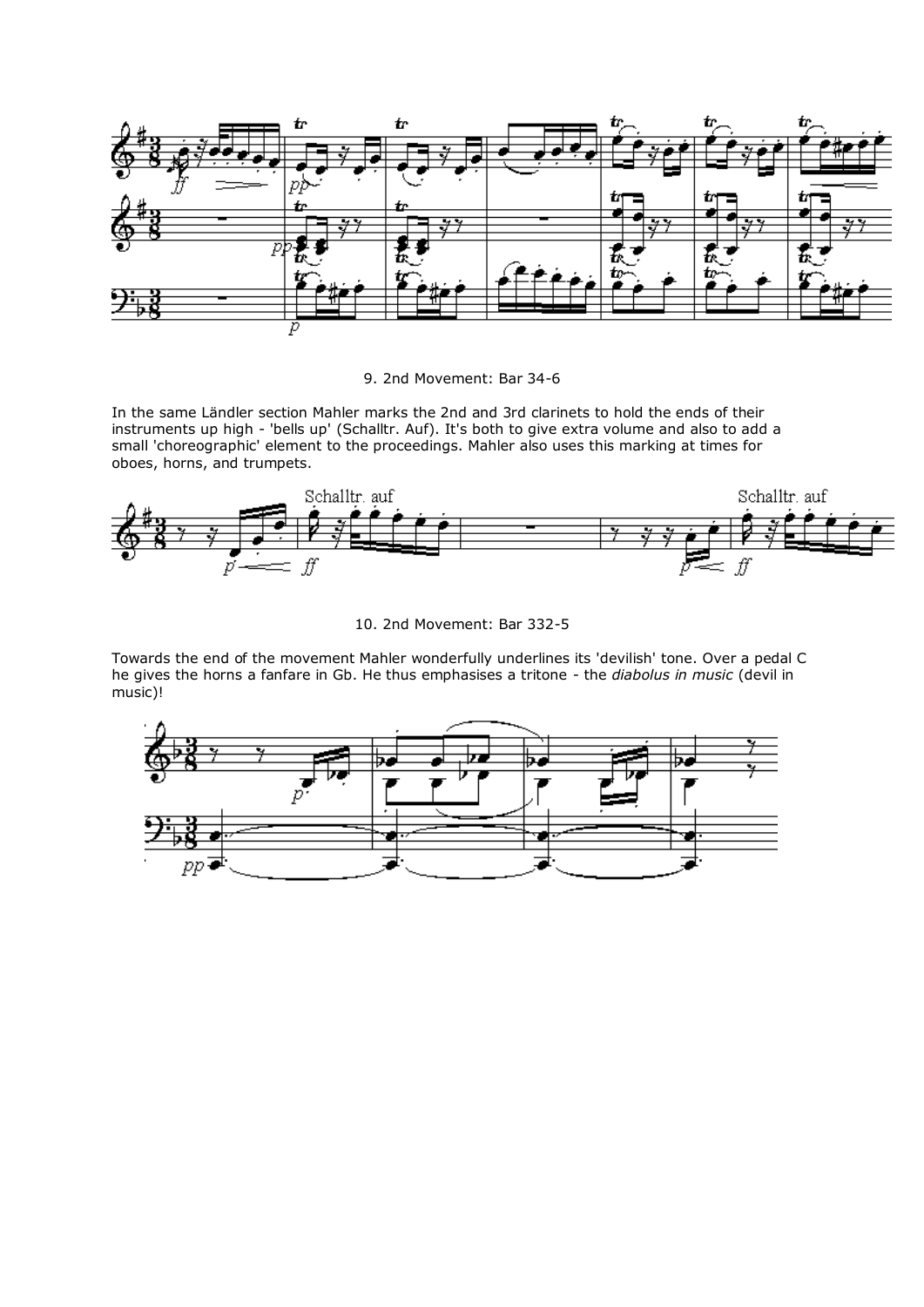9. 2nd Movement: Bar 34-6

In the same Ländler section Mahler marks the 2nd and 3rd clarinets to hold the ends of their instruments up high - 'bells up' (Schalltr. Auf). It's both to give extra volume and also to add a small 'choreographic' element to the proceedings. Mahler also uses this marking at times for oboes, horns, and trumpets.

10. 2nd Movement: Bar 332-5

Towards the end of the movement Mahler wonderfully underlines its 'devilish' tone. Over a pedal C he gives the horns a fanfare in Gb. He thus emphasises a tritone - the *diabolus in music* (devil in music)!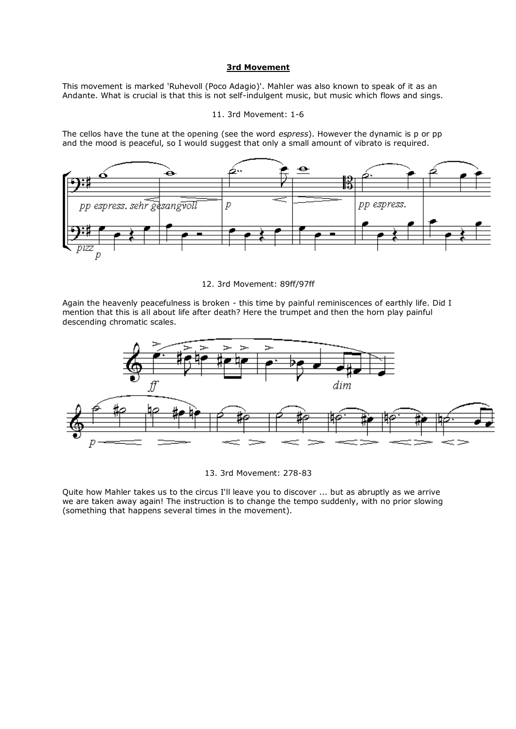### 3rd Movement

This movement is marked 'Ruhevoll (Poco Adagio)'. Mahler was also known to speak of it as an Andante. What is crucial is that this is not self-indulgent music, but music which flows and sings.

11. 3rd Movement: 1-6

The cellos have the tune at the opening (see the word *espress*). However the dynamic is p or pp and the mood is peaceful, so I would suggest that only a small amount of vibrato is required.

12. 3rd Movement: 89ff/97ff

Again the heavenly peacefulness is broken - this time by painful reminiscences of earthly life. Did I mention that this is all about life after death? Here the trumpet and then the horn play painful descending chromatic scales.

13. 3rd Movement: 278-83

Quite how Mahler takes us to the circus I'll leave you to discover ... but as abruptly as we arrive we are taken away again! The instruction is to change the tempo suddenly, with no prior slowing (something that happens several times in the movement).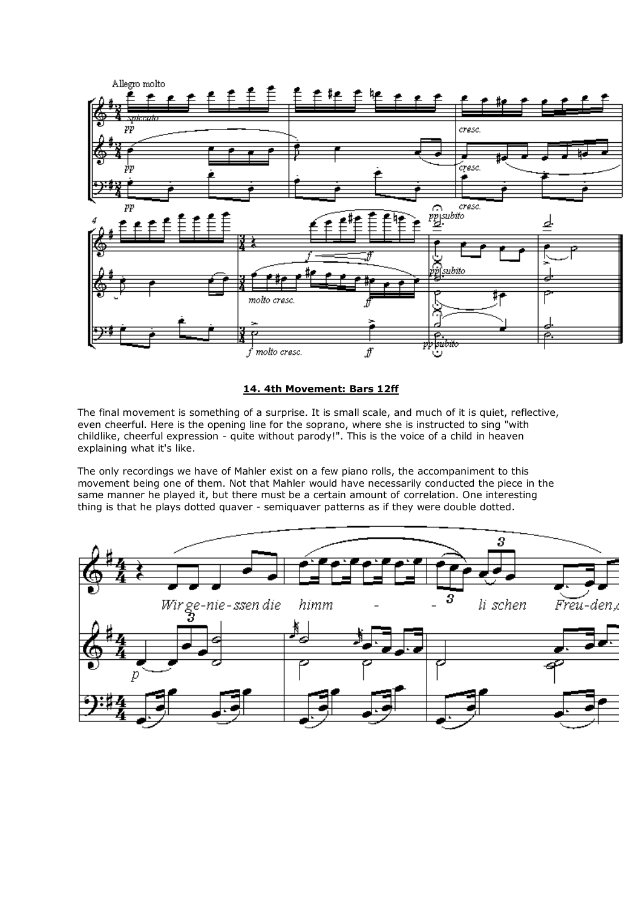**14. 4th Movement: Bars 12ff**

The final movement is something of a surprise. It is small scale, and much of it is quiet, reflective, even cheerful. Here is the opening line for the soprano, where she is instructed to sing "with childlike, cheerful expression - quite without parody!". This is the voice of a child in heaven explaining what it's like.

The only recordings we have of Mahler exist on a few piano rolls, the accompaniment to this movement being one of them. Not that Mahler would have necessarily conducted the piece in the same manner he played it, but there must be a certain amount of correlation. One interesting thing is that he plays dotted quaver - semiquaver patterns as if they were double dotted.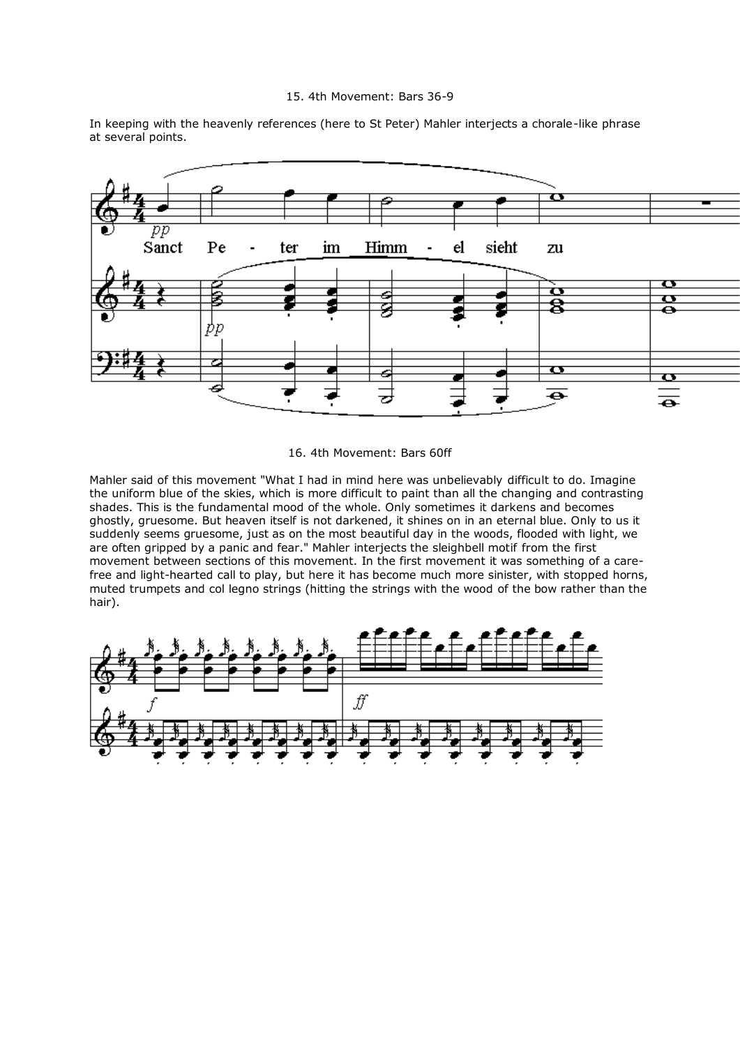15. 4th Movement: Bars 36-9

In keeping with the heavenly references (here to St Peter) Mahler interjects a chorale-like phrase at several points.

16. 4th Movement: Bars 60ff

Mahler said of this movement "What I had in mind here was unbelievably difficult to do. Imagine the uniform blue of the skies, which is more difficult to paint than all the changing and contrasting shades. This is the fundamental mood of the whole. Only sometimes it darkens and becomes ghostly, gruesome. But heaven itself is not darkened, it shines on in an eternal blue. Only to us it suddenly seems gruesome, just as on the most beautiful day in the woods, flooded with light, we are often gripped by a panic and fear." Mahler interjects the sleighbell motif from the first movement between sections of this movement. In the first movement it was something of a care-free and light-hearted call to play, but here it has become much more sinister, with stopped horns, muted trumpets and col legno strings (hitting the strings with the wood of the bow rather than the hair).